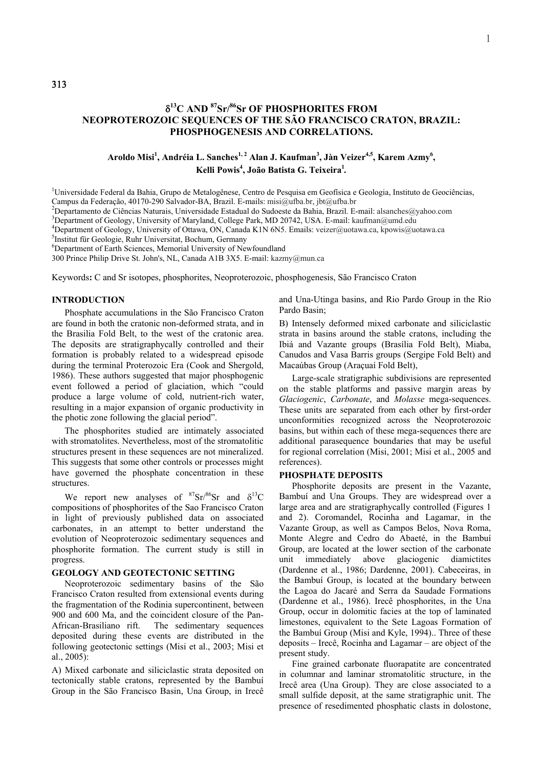313

# $\delta^{13}C$ AND $^{87}Sr/^{86}Sr$ OF PHOSPHORITES FROM NEOPROTEROZOIC SEQUENCES OF THE SÃO FRANCISCO CRATON, BRAZIL: PHOSPHOGENESIS AND CORRELATIONS.

**Aroldo Misi[1], Andréia L. Sanches[1,2] Alan J. Kaufman[3], Jàn Veizer[4,5], Karem Azmy[6], Kelli Powis[4], João Batista G. Teixeira[1].**

[1]Universidade Federal da Bahia, Grupo de Metalogênese, Centro de Pesquisa em Geofísica e Geologia, Instituto de Geociências, Campus da Federação, 40170-290 Salvador-BA, Brazil. E-mails: misi@ufba.br, jbt@ufba.br
[2]Departamento de Ciências Naturais, Universidade Estadual do Sudoeste da Bahia, Brazil. E-mail: alsanches@yahoo.com
[3]Department of Geology, University of Maryland, College Park, MD 20742, USA. E-mail: kaufman@umd.edu
[4]Department of Geology, University of Ottawa, ON, Canada K1N 6N5. Emails: veizer@uotawa.ca, kpowis@uotawa.ca
[5]Institut für Geologie, Ruhr Universitat, Bochum, Germany
[6]Department of Earth Sciences, Memorial University of Newfoundland
300 Prince Philip Drive St. John's, NL, Canada A1B 3X5. E-mail: kazmy@mun.ca

Keywords**:** C and Sr isotopes, phosphorites, Neoproterozoic, phosphogenesis, São Francisco Craton

## INTRODUCTION

Phosphate accumulations in the São Francisco Craton are found in both the cratonic non-deformed strata, and in the Brasilia Fold Belt, to the west of the cratonic area. The deposits are stratigraphycally controlled and their formation is probably related to a widespread episode during the terminal Proterozoic Era (Cook and Shergold, 1986). These authors suggested that major phosphogenic event followed a period of glaciation, which "could produce a large volume of cold, nutrient-rich water, resulting in a major expansion of organic productivity in the photic zone following the glacial period".

The phosphorites studied are intimately associated with stromatolites. Nevertheless, most of the stromatolitic structures present in these sequences are not mineralized. This suggests that some other controls or processes might have governed the phosphate concentration in these structures.

We report new analyses of $^{87}Sr/^{86}Sr$ and $\delta^{13}C$ compositions of phosphorites of the Sao Francisco Craton in light of previously published data on associated carbonates, in an attempt to better understand the evolution of Neoproterozoic sedimentary sequences and phosphorite formation. The current study is still in progress.

## GEOLOGY AND GEOTECTONIC SETTING

Neoproterozoic sedimentary basins of the São Francisco Craton resulted from extensional events during the fragmentation of the Rodinia supercontinent, between 900 and 600 Ma, and the coincident closure of the Pan-African-Brasiliano rift. The sedimentary sequences deposited during these events are distributed in the following geotectonic settings (Misi et al., 2003; Misi et al., 2005):

A) Mixed carbonate and siliciclastic strata deposited on tectonically stable cratons, represented by the Bambuí Group in the São Francisco Basin, Una Group, in Irecê and Una-Utinga basins, and Rio Pardo Group in the Rio Pardo Basin;

B) Intensely deformed mixed carbonate and siliciclastic strata in basins around the stable cratons, including the Ibiá and Vazante groups (Brasília Fold Belt), Miaba, Canudos and Vasa Barris groups (Sergipe Fold Belt) and Macaúbas Group (Araçuaí Fold Belt),

Large-scale stratigraphic subdivisions are represented on the stable platforms and passive margin areas by *Glaciogenic*, *Carbonate*, and *Molasse* mega-sequences. These units are separated from each other by first-order unconformities recognized across the Neoproterozoic basins, but within each of these mega-sequences there are additional parasequence boundaries that may be useful for regional correlation (Misi, 2001; Misi et al., 2005 and references).

## PHOSPHATE DEPOSITS

Phosphorite deposits are present in the Vazante, Bambuí and Una Groups. They are widespread over a large area and are stratigraphycally controlled (Figures 1 and 2). Coromandel, Rocinha and Lagamar, in the Vazante Group, as well as Campos Belos, Nova Roma, Monte Alegre and Cedro do Abaeté, in the Bambuí Group, are located at the lower section of the carbonate unit immediately above glaciogenic diamictites (Dardenne et al., 1986; Dardenne, 2001). Cabeceiras, in the Bambuí Group, is located at the boundary between the Lagoa do Jacaré and Serra da Saudade Formations (Dardenne et al., 1986). Irecê phosphorites, in the Una Group, occur in dolomitic facies at the top of laminated limestones, equivalent to the Sete Lagoas Formation of the Bambuí Group (Misi and Kyle, 1994).. Three of these deposits – Irecê, Rocinha and Lagamar – are object of the present study.

Fine grained carbonate fluorapatite are concentrated in columnar and laminar stromatolitic structure, in the Irecê area (Una Group). They are close associated to a small sulfide deposit, at the same stratigraphic unit. The presence of resedimented phosphatic clasts in dolostone,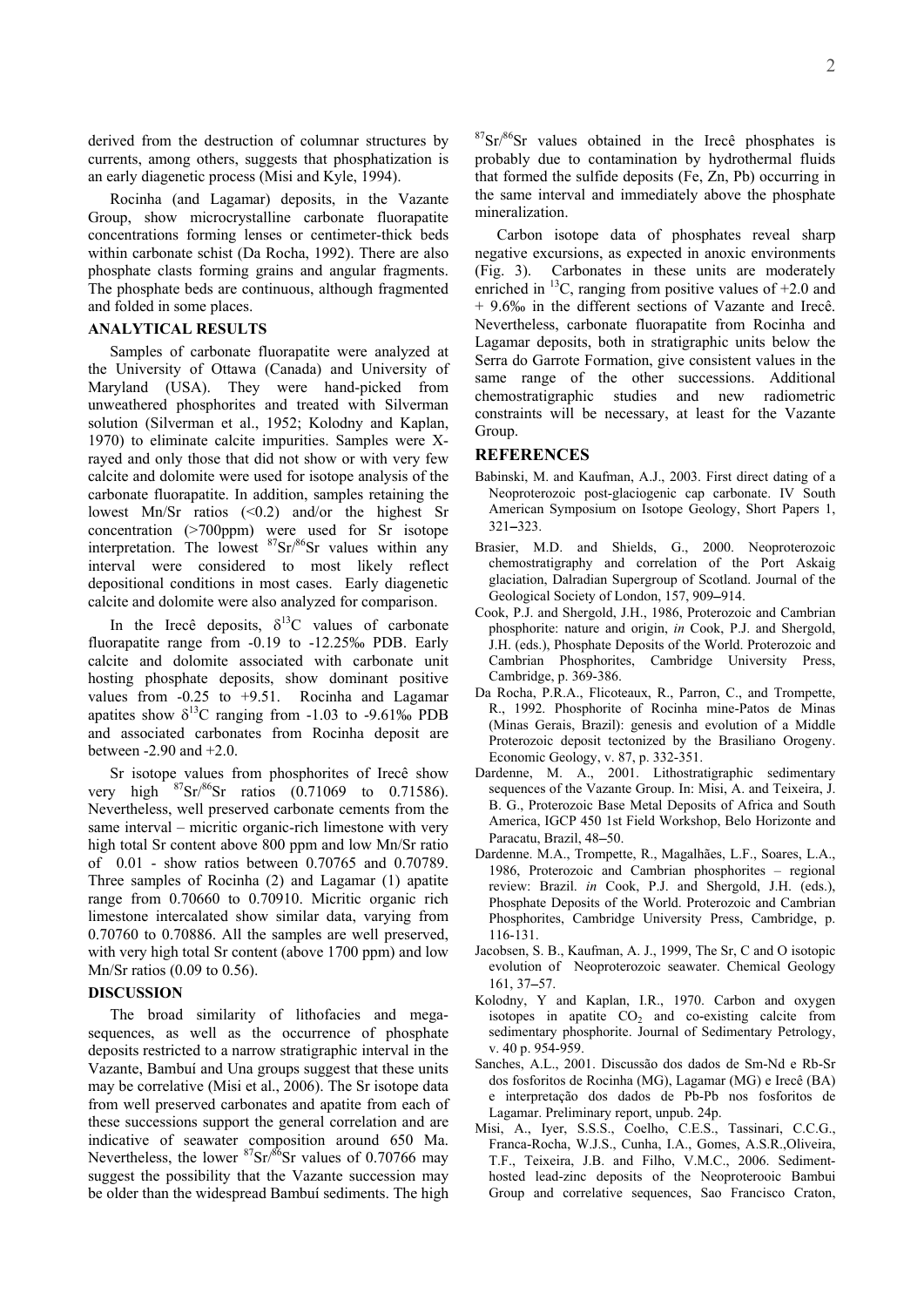derived from the destruction of columnar structures by currents, among others, suggests that phosphatization is an early diagenetic process (Misi and Kyle, 1994).

Rocinha (and Lagamar) deposits, in the Vazante Group, show microcrystalline carbonate fluorapatite concentrations forming lenses or centimeter-thick beds within carbonate schist (Da Rocha, 1992). There are also phosphate clasts forming grains and angular fragments. The phosphate beds are continuous, although fragmented and folded in some places.

## ANALYTICAL RESULTS

Samples of carbonate fluorapatite were analyzed at the University of Ottawa (Canada) and University of Maryland (USA). They were hand-picked from unweathered phosphorites and treated with Silverman solution (Silverman et al., 1952; Kolodny and Kaplan, 1970) to eliminate calcite impurities. Samples were X-rayed and only those that did not show or with very few calcite and dolomite were used for isotope analysis of the carbonate fluorapatite. In addition, samples retaining the lowest Mn/Sr ratios (<0.2) and/or the highest Sr concentration (>700ppm) were used for Sr isotope interpretation. The lowest $^{87}Sr/^{86}Sr$ values within any interval were considered to most likely reflect depositional conditions in most cases. Early diagenetic calcite and dolomite were also analyzed for comparison.

In the Irecê deposits, $\delta^{13}C$ values of carbonate fluorapatite range from -0.19 to -12.25‰ PDB. Early calcite and dolomite associated with carbonate unit hosting phosphate deposits, show dominant positive values from -0.25 to +9.51. Rocinha and Lagamar apatites show $\delta^{13}C$ ranging from -1.03 to -9.61‰ PDB and associated carbonates from Rocinha deposit are between -2.90 and +2.0.

Sr isotope values from phosphorites of Irecê show very high $^{87}Sr/^{86}Sr$ ratios (0.71069 to 0.71586). Nevertheless, well preserved carbonate cements from the same interval – micritic organic-rich limestone with very high total Sr content above 800 ppm and low Mn/Sr ratio of 0.01 - show ratios between 0.70765 and 0.70789. Three samples of Rocinha (2) and Lagamar (1) apatite range from 0.70660 to 0.70910. Micritic organic rich limestone intercalated show similar data, varying from 0.70760 to 0.70886. All the samples are well preserved, with very high total Sr content (above 1700 ppm) and low Mn/Sr ratios (0.09 to 0.56).

## DISCUSSION

The broad similarity of lithofacies and mega-sequences, as well as the occurrence of phosphate deposits restricted to a narrow stratigraphic interval in the Vazante, Bambuí and Una groups suggest that these units may be correlative (Misi et al., 2006). The Sr isotope data from well preserved carbonates and apatite from each of these successions support the general correlation and are indicative of seawater composition around 650 Ma. Nevertheless, the lower $^{87}Sr/^{86}Sr$ values of 0.70766 may suggest the possibility that the Vazante succession may be older than the widespread Bambuí sediments. The high $^{87}Sr/^{86}Sr$ values obtained in the Irecê phosphates is probably due to contamination by hydrothermal fluids that formed the sulfide deposits (Fe, Zn, Pb) occurring in the same interval and immediately above the phosphate mineralization.

Carbon isotope data of phosphates reveal sharp negative excursions, as expected in anoxic environments (Fig. 3). Carbonates in these units are moderately enriched in $^{13}C$, ranging from positive values of +2.0 and + 9.6‰ in the different sections of Vazante and Irecê. Nevertheless, carbonate fluorapatite from Rocinha and Lagamar deposits, both in stratigraphic units below the Serra do Garrote Formation, give consistent values in the same range of the other successions. Additional chemostratigraphic studies and new radiometric constraints will be necessary, at least for the Vazante Group.

## REFERENCES

Babinski, M. and Kaufman, A.J., 2003. First direct dating of a Neoproterozoic post-glaciogenic cap carbonate. IV South American Symposium on Isotope Geology, Short Papers 1, 321–323.

Brasier, M.D. and Shields, G., 2000. Neoproterozoic chemostratigraphy and correlation of the Port Askaig glaciation, Dalradian Supergroup of Scotland. Journal of the Geological Society of London, 157, 909–914.

Cook, P.J. and Shergold, J.H., 1986, Proterozoic and Cambrian phosphorite: nature and origin, *in* Cook, P.J. and Shergold, J.H. (eds.), Phosphate Deposits of the World. Proterozoic and Cambrian Phosphorites, Cambridge University Press, Cambridge, p. 369-386.

Da Rocha, P.R.A., Flicoteaux, R., Parron, C., and Trompette, R., 1992. Phosphorite of Rocinha mine-Patos de Minas (Minas Gerais, Brazil): genesis and evolution of a Middle Proterozoic deposit tectonized by the Brasiliano Orogeny. Economic Geology, v. 87, p. 332-351.

Dardenne, M. A., 2001. Lithostratigraphic sedimentary sequences of the Vazante Group. In: Misi, A. and Teixeira, J. B. G., Proterozoic Base Metal Deposits of Africa and South America, IGCP 450 1st Field Workshop, Belo Horizonte and Paracatu, Brazil, 48–50.

Dardenne. M.A., Trompette, R., Magalhães, L.F., Soares, L.A., 1986, Proterozoic and Cambrian phosphorites – regional review: Brazil. *in* Cook, P.J. and Shergold, J.H. (eds.), Phosphate Deposits of the World. Proterozoic and Cambrian Phosphorites, Cambridge University Press, Cambridge, p. 116-131.

Jacobsen, S. B., Kaufman, A. J., 1999, The Sr, C and O isotopic evolution of Neoproterozoic seawater. Chemical Geology 161, 37–57.

Kolodny, Y and Kaplan, I.R., 1970. Carbon and oxygen isotopes in apatite $CO_2$ and co-existing calcite from sedimentary phosphorite. Journal of Sedimentary Petrology, v. 40 p. 954-959.

Sanches, A.L., 2001. Discussão dos dados de Sm-Nd e Rb-Sr dos fosforitos de Rocinha (MG), Lagamar (MG) e Ireceê (BA) e interpretação dos dados de Pb-Pb nos fosforitos de Lagamar. Preliminary report, unpub. 24p.

Misi, A., Iyer, S.S.S., Coelho, C.E.S., Tassinari, C.C.G., Franca-Rocha, W.J.S., Cunha, I.A., Gomes, A.S.R.,Oliveira, T.F., Teixeira, J.B. and Filho, V.M.C., 2006. Sediment-hosted lead-zinc deposits of the Neoproterooic Bambui Group and correlative sequences, Sao Francisco Craton,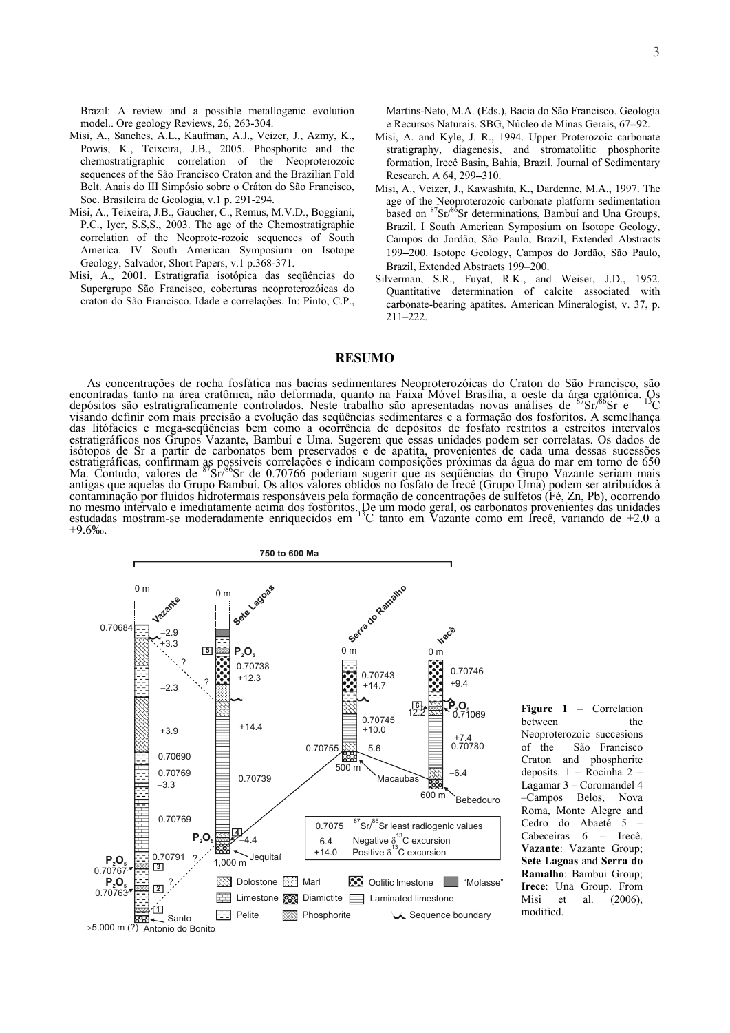Brazil: A review and a possible metallogenic evolution model.. Ore geology Reviews, 26, 263-304.

Misi, A., Sanches, A.L., Kaufman, A.J., Veizer, J., Azmy, K., Powis, K., Teixeira, J.B., 2005. Phosphorite and the chemostratigraphic correlation of the Neoproterozoic sequences of the São Francisco Craton and the Brazilian Fold Belt. Anais do III Simpósio sobre o Cráton do São Francisco, Soc. Brasileira de Geologia, v.1 p. 291-294.

Misi, A., Teixeira, J.B., Gaucher, C., Remus, M.V.D., Boggiani, P.C., Iyer, S.S,S., 2003. The age of the Chemostratigraphic correlation of the Neoprote-rozoic sequences of South America. IV South American Symposium on Isotope Geology, Salvador, Short Papers, v.1 p.368-371.

Misi, A., 2001. Estratigrafia isotópica das seqüências do Supergrupo São Francisco, coberturas neoproterozóicas do craton do São Francisco. Idade e correlações. In: Pinto, C.P., Martins-Neto, M.A. (Eds.), Bacia do São Francisco. Geologia e Recursos Naturais. SBG, Núcleo de Minas Gerais, 67–92.

Misi, A. and Kyle, J. R., 1994. Upper Proterozoic carbonate stratigraphy, diagenesis, and stromatolitic phosphorite formation, Irecê Basin, Bahia, Brazil. Journal of Sedimentary Research. A 64, 299–310.

Misi, A., Veizer, J., Kawashita, K., Dardenne, M.A., 1997. The age of the Neoproterozoic carbonate platform sedimentation based on $^{87}Sr/^{86}Sr$ determinations, Bambuí and Una Groups, Brazil. I South American Symposium on Isotope Geology, Campos do Jordão, São Paulo, Brazil, Extended Abstracts 199–200. Isotope Geology, Campos do Jordão, São Paulo, Brazil, Extended Abstracts 199–200.

Silverman, S.R., Fuyat, R.K., and Weiser, J.D., 1952. Quantitative determination of calcite associated with carbonate-bearing apatites. American Mineralogist, v. 37, p. 211–222.

## RESUMO

As concentrações de rocha fosfática nas bacias sedimentares Neoproterozóicas do Craton do São Francisco, são encontradas tanto na área cratônica, não deformada, quanto na Faixa Móvel Brasília, a oeste da área cratônica. Os depósitos são estratigraficamente controlados. Neste trabalho são apresentadas novas análises de $^{87}Sr/^{86}Sr$ e $^{13}C$ visando definir com mais precisão a evolução das seqüências sedimentares e a formação dos fosforitos. A semelhança das litófacies e mega-seqüências bem como a ocorrência de depósitos de fosfato restritos a estreitos intervalos estratigráficos nos Grupos Vazante, Bambuí e Uma. Sugerem que essas unidades podem ser correlatas. Os dados de isótopos de Sr a partir de carbonatos bem preservados e de apatita, provenientes de cada uma dessas sucessões estratigráficas, confirmam as possíveis correlações e indicam composições próximas da água do mar em torno de 650 Ma. Contudo, valores de $^{87}Sr/^{86}Sr$ de 0.70766 poderiam sugerir que as seqüências do Grupo Vazante seriam mais antigas que aquelas do Grupo Bambuí. Os altos valores obtidos no fosfato de Irecê (Grupo Uma) podem ser atribuídos à contaminação por fluidos hidrotermais responsáveis pela formação de concentrações de sulfetos (Fé, Zn, Pb), ocorrendo no mesmo intervalo e imediatamente acima dos fosforitos. De um modo geral, os carbonatos provenientes das unidades estudadas mostram-se moderadamente enriquecidos em $^{13}C$ tanto em Vazante como em Irecê, variando de +2.0 a +9.6‰.

**Figure 1** – Correlation between the Neoproterozoic succesions of the São Francisco Craton and phosphorite deposits. 1 – Rocinha 2 – Lagamar 3 – Coromandel 4 –Campos Belos, Nova Roma, Monte Alegre and Cedro do Abaeté 5 – Cabeceiras 6 – Irecê. **Vazante**: Vazante Group; **Sete Lagoas** and **Serra do Ramalho**: Bambui Group; **Irece**: Una Group. From Misi et al. (2006), modified.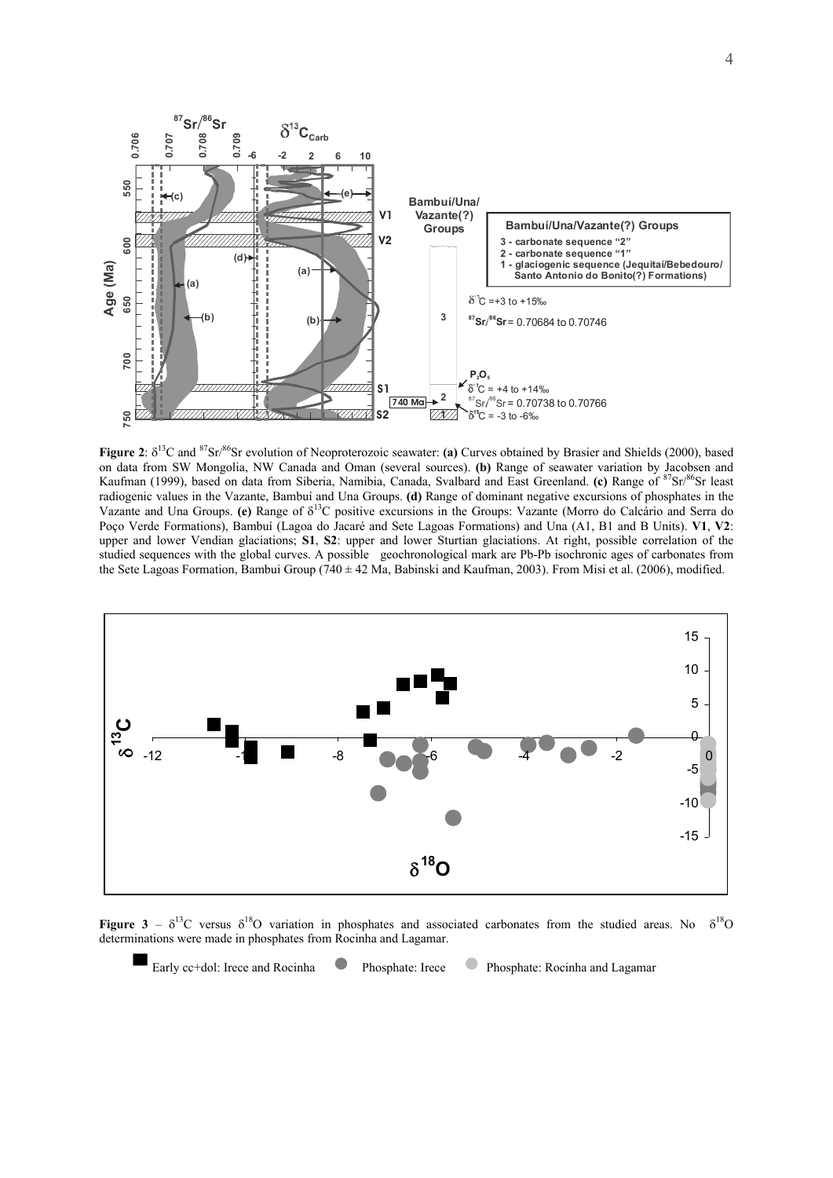87Sr/86Sr

0.706 0.707 0.708 0.709

$\delta^{13}C_{Carb}$

-6 -2 2 6 10

Age (Ma)

550 600 650 700 750

(a) (b) (c) (d) (e)

V1 V2 S1 S2

740 Ma

Bambuí/Una/Vazante(?) Groups

3 2 1

Bambuí/Una/Vazante(?) Groups

3 - carbonate sequence "2"

2 - carbonate sequence "1"

1 - glaciogenic sequence (Jequitaí/Bebedouro/Santo Antonio do Bonito(?) Formations)

$\delta^{13}C$ =+3 to +15‰

$^{87}Sr/^{86}Sr$ = 0.70684 to 0.70746

$P_2O_5$

$\delta^{13}C$ = +4 to +14‰

$^{87}Sr/^{86}Sr$ = 0.70738 to 0.70766

$\delta^{13}C$ = -3 to -6‰

**Figure 2**: $\delta^{13}C$ and $^{87}Sr/^{86}Sr$ evolution of Neoproterozoic seawater: **(a)** Curves obtained by Brasier and Shields (2000), based on data from SW Mongolia, NW Canada and Oman (several sources). **(b)** Range of seawater variation by Jacobsen and Kaufman (1999), based on data from Siberia, Namibia, Canada, Svalbard and East Greenland. **(c)** Range of $^{87}Sr/^{86}Sr$ least radiogenic values in the Vazante, Bambuí and Una Groups. **(d)** Range of dominant negative excursions of phosphates in the Vazante and Una Groups. **(e)** Range of $\delta^{13}C$ positive excursions in the Groups: Vazante (Morro do Calcário and Serra do Poço Verde Formations), Bambuí (Lagoa do Jacaré and Sete Lagoas Formations) and Una (A1, B1 and B Units). **V1**, **V2**: upper and lower Vendian glaciations; **S1**, **S2**: upper and lower Sturtian glaciations. At right, possible correlation of the studied sequences with the global curves. A possible geochronological mark are Pb-Pb isochronic ages of carbonates from the Sete Lagoas Formation, Bambui Group (740 ± 42 Ma, Babinski and Kaufman, 2003). From Misi et al. (2006), modified.

$\delta^{13}C$

$\delta^{18}O$

-12 -10 -8 -6 -4 -2 0

15 10 5 0 -5 -10 -15

**Figure 3** – $\delta^{13}C$ versus $\delta^{18}O$ variation in phosphates and associated carbonates from the studied areas. No $\delta^{18}O$ determinations were made in phosphates from Rocinha and Lagamar.

Early cc+dol: Irece and Rocinha   Phosphate: Irece   Phosphate: Rocinha and Lagamar